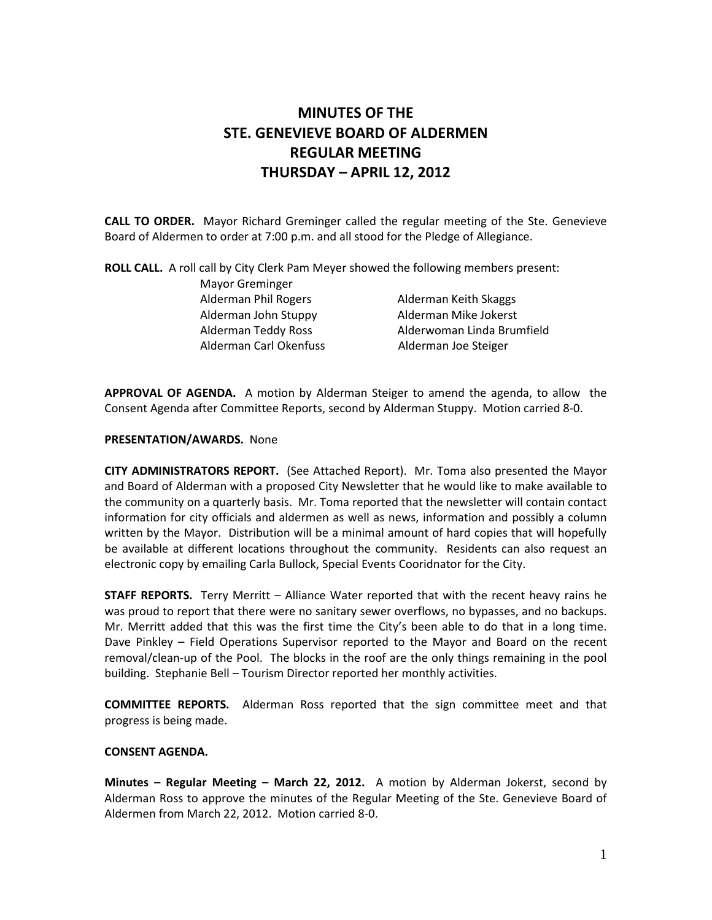# MINUTES OF THE STE. GENEVIEVE BOARD OF ALDERMEN REGULAR MEETING THURSDAY – APRIL 12, 2012

**CALL TO ORDER.** Mayor Richard Greminger called the regular meeting of the Ste. Genevieve Board of Aldermen to order at 7:00 p.m. and all stood for the Pledge of Allegiance.

**ROLL CALL.** A roll call by City Clerk Pam Meyer showed the following members present:

Mayor Greminger

| | |
|---|---|
| Alderman Phil Rogers | Alderman Keith Skaggs |
| Alderman John Stuppy | Alderman Mike Jokerst |
| Alderman Teddy Ross | Alderwoman Linda Brumfield |
| Alderman Carl Okenfuss | Alderman Joe Steiger |

**APPROVAL OF AGENDA.** A motion by Alderman Steiger to amend the agenda, to allow the Consent Agenda after Committee Reports, second by Alderman Stuppy. Motion carried 8-0.

**PRESENTATION/AWARDS.** None

**CITY ADMINISTRATORS REPORT.** (See Attached Report). Mr. Toma also presented the Mayor and Board of Alderman with a proposed City Newsletter that he would like to make available to the community on a quarterly basis. Mr. Toma reported that the newsletter will contain contact information for city officials and aldermen as well as news, information and possibly a column written by the Mayor. Distribution will be a minimal amount of hard copies that will hopefully be available at different locations throughout the community. Residents can also request an electronic copy by emailing Carla Bullock, Special Events Cooridnator for the City.

**STAFF REPORTS.** Terry Merritt – Alliance Water reported that with the recent heavy rains he was proud to report that there were no sanitary sewer overflows, no bypasses, and no backups. Mr. Merritt added that this was the first time the City's been able to do that in a long time. Dave Pinkley – Field Operations Supervisor reported to the Mayor and Board on the recent removal/clean-up of the Pool. The blocks in the roof are the only things remaining in the pool building. Stephanie Bell – Tourism Director reported her monthly activities.

**COMMITTEE REPORTS.** Alderman Ross reported that the sign committee meet and that progress is being made.

**CONSENT AGENDA.**

**Minutes – Regular Meeting – March 22, 2012.** A motion by Alderman Jokerst, second by Alderman Ross to approve the minutes of the Regular Meeting of the Ste. Genevieve Board of Aldermen from March 22, 2012. Motion carried 8-0.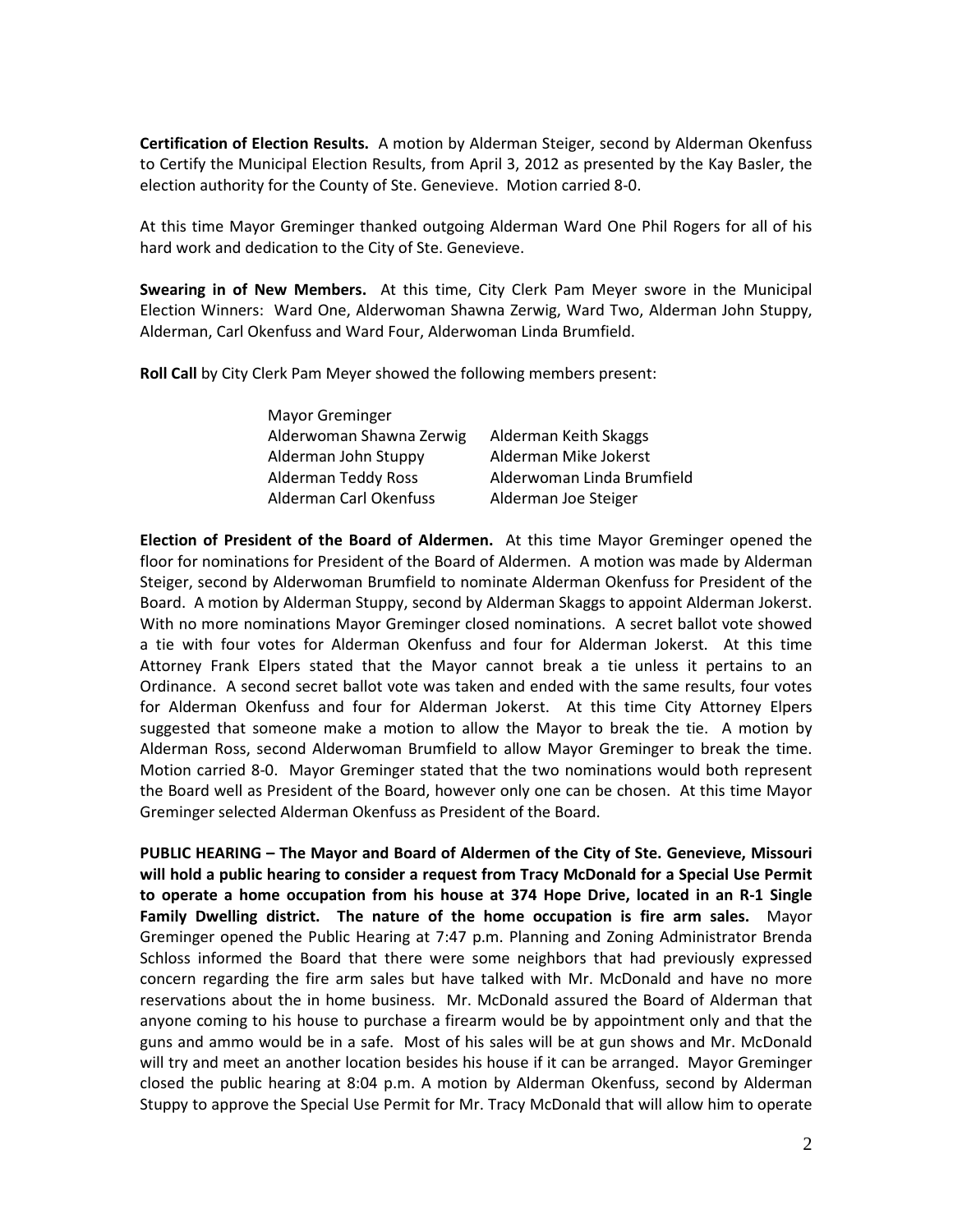**Certification of Election Results.** A motion by Alderman Steiger, second by Alderman Okenfuss to Certify the Municipal Election Results, from April 3, 2012 as presented by the Kay Basler, the election authority for the County of Ste. Genevieve. Motion carried 8-0.

At this time Mayor Greminger thanked outgoing Alderman Ward One Phil Rogers for all of his hard work and dedication to the City of Ste. Genevieve.

**Swearing in of New Members.** At this time, City Clerk Pam Meyer swore in the Municipal Election Winners: Ward One, Alderwoman Shawna Zerwig, Ward Two, Alderman John Stuppy, Alderman, Carl Okenfuss and Ward Four, Alderwoman Linda Brumfield.

**Roll Call** by City Clerk Pam Meyer showed the following members present:

| | |
|---|---|
| Mayor Greminger | |
| Alderwoman Shawna Zerwig | Alderman Keith Skaggs |
| Alderman John Stuppy | Alderman Mike Jokerst |
| Alderman Teddy Ross | Alderwoman Linda Brumfield |
| Alderman Carl Okenfuss | Alderman Joe Steiger |

**Election of President of the Board of Aldermen.** At this time Mayor Greminger opened the floor for nominations for President of the Board of Aldermen. A motion was made by Alderman Steiger, second by Alderwoman Brumfield to nominate Alderman Okenfuss for President of the Board. A motion by Alderman Stuppy, second by Alderman Skaggs to appoint Alderman Jokerst. With no more nominations Mayor Greminger closed nominations. A secret ballot vote showed a tie with four votes for Alderman Okenfuss and four for Alderman Jokerst. At this time Attorney Frank Elpers stated that the Mayor cannot break a tie unless it pertains to an Ordinance. A second secret ballot vote was taken and ended with the same results, four votes for Alderman Okenfuss and four for Alderman Jokerst. At this time City Attorney Elpers suggested that someone make a motion to allow the Mayor to break the tie. A motion by Alderman Ross, second Alderwoman Brumfield to allow Mayor Greminger to break the time. Motion carried 8-0. Mayor Greminger stated that the two nominations would both represent the Board well as President of the Board, however only one can be chosen. At this time Mayor Greminger selected Alderman Okenfuss as President of the Board.

**PUBLIC HEARING – The Mayor and Board of Aldermen of the City of Ste. Genevieve, Missouri will hold a public hearing to consider a request from Tracy McDonald for a Special Use Permit to operate a home occupation from his house at 374 Hope Drive, located in an R-1 Single Family Dwelling district. The nature of the home occupation is fire arm sales.** Mayor Greminger opened the Public Hearing at 7:47 p.m. Planning and Zoning Administrator Brenda Schloss informed the Board that there were some neighbors that had previously expressed concern regarding the fire arm sales but have talked with Mr. McDonald and have no more reservations about the in home business. Mr. McDonald assured the Board of Alderman that anyone coming to his house to purchase a firearm would be by appointment only and that the guns and ammo would be in a safe. Most of his sales will be at gun shows and Mr. McDonald will try and meet an another location besides his house if it can be arranged. Mayor Greminger closed the public hearing at 8:04 p.m. A motion by Alderman Okenfuss, second by Alderman Stuppy to approve the Special Use Permit for Mr. Tracy McDonald that will allow him to operate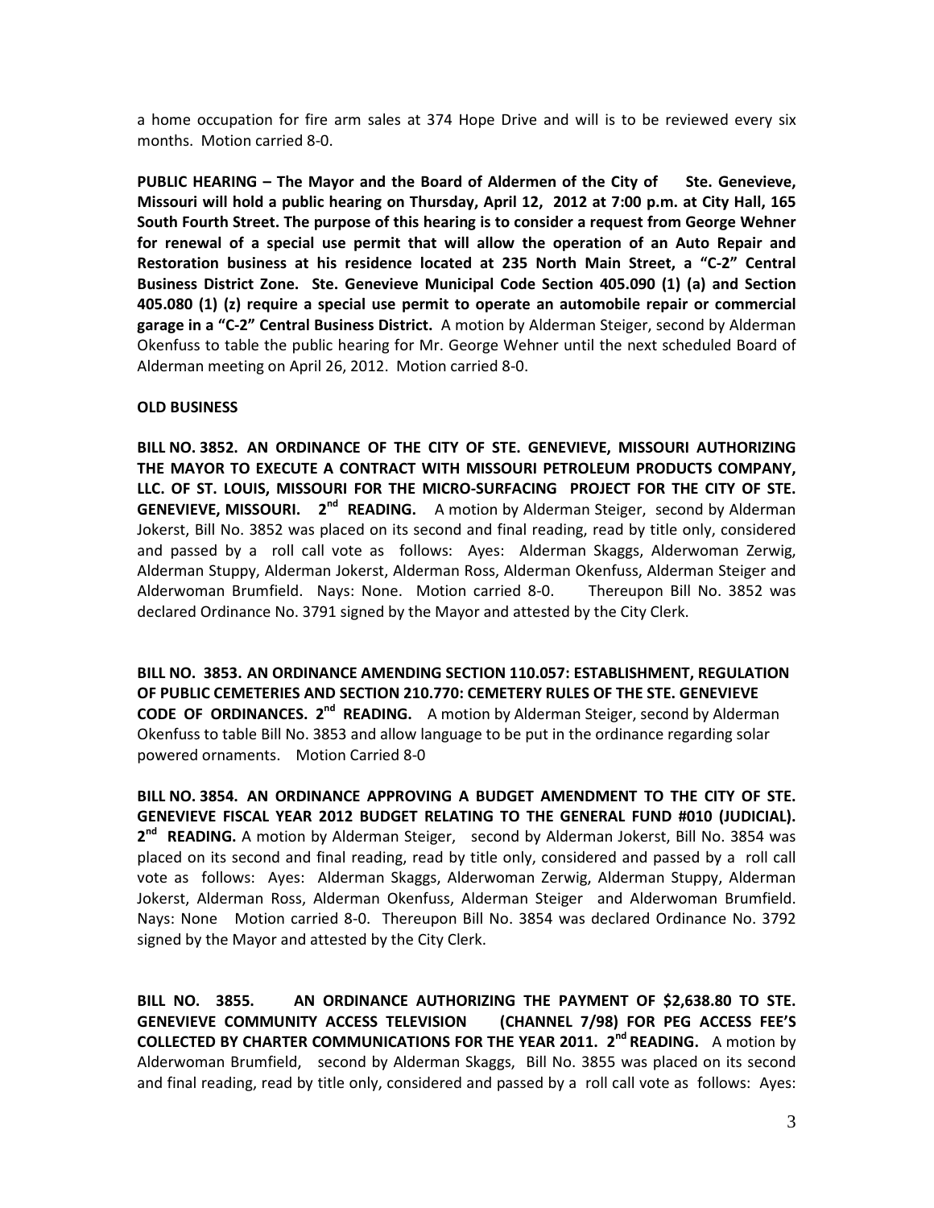a home occupation for fire arm sales at 374 Hope Drive and will is to be reviewed every six months. Motion carried 8-0.

**PUBLIC HEARING – The Mayor and the Board of Aldermen of the City of Ste. Genevieve, Missouri will hold a public hearing on Thursday, April 12, 2012 at 7:00 p.m. at City Hall, 165 South Fourth Street. The purpose of this hearing is to consider a request from George Wehner for renewal of a special use permit that will allow the operation of an Auto Repair and Restoration business at his residence located at 235 North Main Street, a "C-2" Central Business District Zone. Ste. Genevieve Municipal Code Section 405.090 (1) (a) and Section 405.080 (1) (z) require a special use permit to operate an automobile repair or commercial garage in a "C-2" Central Business District.** A motion by Alderman Steiger, second by Alderman Okenfuss to table the public hearing for Mr. George Wehner until the next scheduled Board of Alderman meeting on April 26, 2012. Motion carried 8-0.

**OLD BUSINESS**

**BILL NO. 3852. AN ORDINANCE OF THE CITY OF STE. GENEVIEVE, MISSOURI AUTHORIZING THE MAYOR TO EXECUTE A CONTRACT WITH MISSOURI PETROLEUM PRODUCTS COMPANY, LLC. OF ST. LOUIS, MISSOURI FOR THE MICRO-SURFACING PROJECT FOR THE CITY OF STE. GENEVIEVE, MISSOURI. 2nd READING.** A motion by Alderman Steiger, second by Alderman Jokerst, Bill No. 3852 was placed on its second and final reading, read by title only, considered and passed by a roll call vote as follows: Ayes: Alderman Skaggs, Alderwoman Zerwig, Alderman Stuppy, Alderman Jokerst, Alderman Ross, Alderman Okenfuss, Alderman Steiger and Alderwoman Brumfield. Nays: None. Motion carried 8-0. Thereupon Bill No. 3852 was declared Ordinance No. 3791 signed by the Mayor and attested by the City Clerk.

**BILL NO. 3853. AN ORDINANCE AMENDING SECTION 110.057: ESTABLISHMENT, REGULATION OF PUBLIC CEMETERIES AND SECTION 210.770: CEMETERY RULES OF THE STE. GENEVIEVE CODE OF ORDINANCES. 2nd READING.** A motion by Alderman Steiger, second by Alderman Okenfuss to table Bill No. 3853 and allow language to be put in the ordinance regarding solar powered ornaments. Motion Carried 8-0

**BILL NO. 3854. AN ORDINANCE APPROVING A BUDGET AMENDMENT TO THE CITY OF STE. GENEVIEVE FISCAL YEAR 2012 BUDGET RELATING TO THE GENERAL FUND #010 (JUDICIAL). 2nd READING.** A motion by Alderman Steiger, second by Alderman Jokerst, Bill No. 3854 was placed on its second and final reading, read by title only, considered and passed by a roll call vote as follows: Ayes: Alderman Skaggs, Alderwoman Zerwig, Alderman Stuppy, Alderman Jokerst, Alderman Ross, Alderman Okenfuss, Alderman Steiger and Alderwoman Brumfield. Nays: None Motion carried 8-0. Thereupon Bill No. 3854 was declared Ordinance No. 3792 signed by the Mayor and attested by the City Clerk.

**BILL NO. 3855. AN ORDINANCE AUTHORIZING THE PAYMENT OF $2,638.80 TO STE. GENEVIEVE COMMUNITY ACCESS TELEVISION (CHANNEL 7/98) FOR PEG ACCESS FEE'S COLLECTED BY CHARTER COMMUNICATIONS FOR THE YEAR 2011. 2nd READING.** A motion by Alderwoman Brumfield, second by Alderman Skaggs, Bill No. 3855 was placed on its second and final reading, read by title only, considered and passed by a roll call vote as follows: Ayes: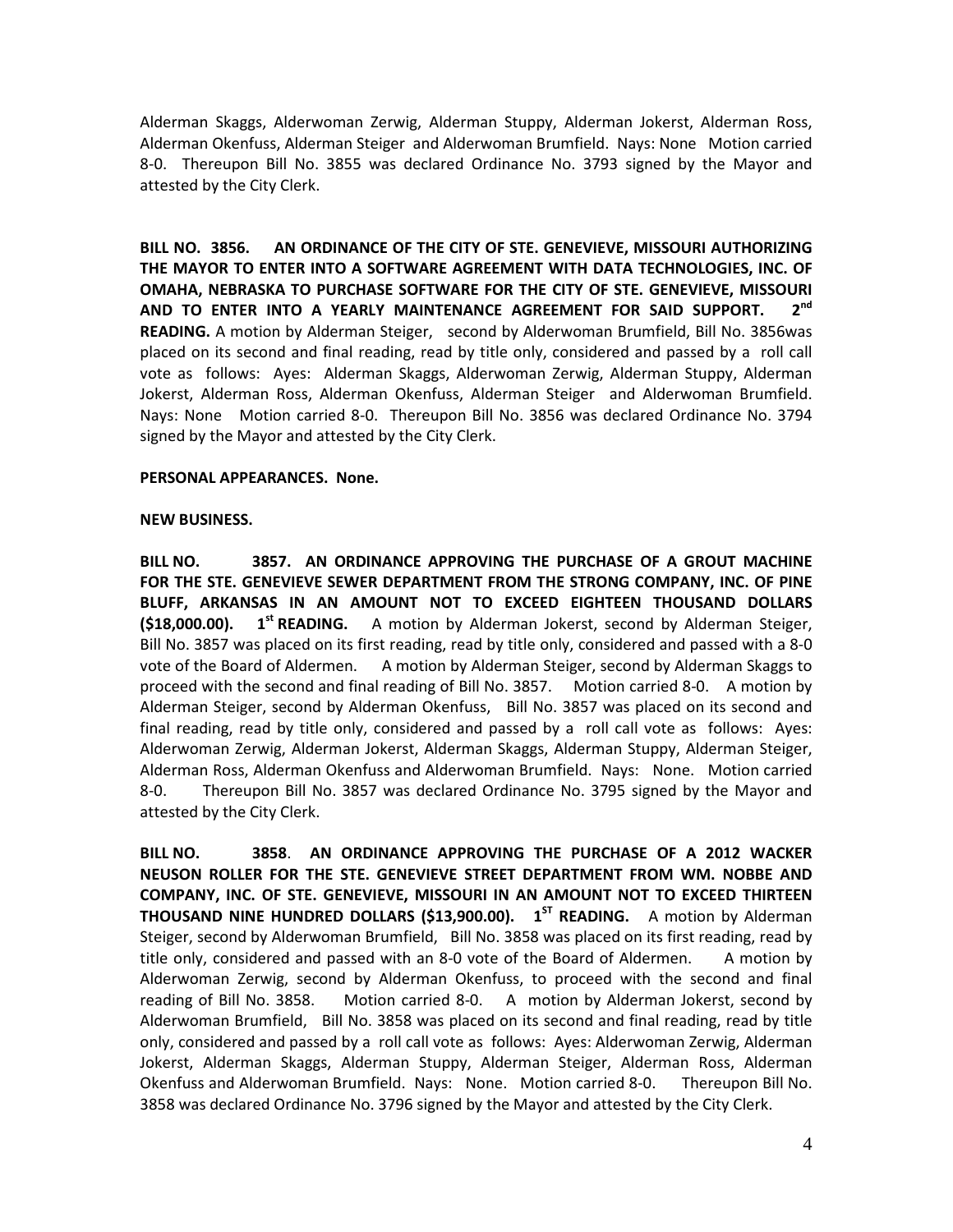Alderman Skaggs, Alderwoman Zerwig, Alderman Stuppy, Alderman Jokerst, Alderman Ross, Alderman Okenfuss, Alderman Steiger and Alderwoman Brumfield. Nays: None Motion carried 8-0. Thereupon Bill No. 3855 was declared Ordinance No. 3793 signed by the Mayor and attested by the City Clerk.

**BILL NO. 3856. AN ORDINANCE OF THE CITY OF STE. GENEVIEVE, MISSOURI AUTHORIZING THE MAYOR TO ENTER INTO A SOFTWARE AGREEMENT WITH DATA TECHNOLOGIES, INC. OF OMAHA, NEBRASKA TO PURCHASE SOFTWARE FOR THE CITY OF STE. GENEVIEVE, MISSOURI AND TO ENTER INTO A YEARLY MAINTENANCE AGREEMENT FOR SAID SUPPORT. 2nd READING.** A motion by Alderman Steiger, second by Alderwoman Brumfield, Bill No. 3856was placed on its second and final reading, read by title only, considered and passed by a roll call vote as follows: Ayes: Alderman Skaggs, Alderwoman Zerwig, Alderman Stuppy, Alderman Jokerst, Alderman Ross, Alderman Okenfuss, Alderman Steiger and Alderwoman Brumfield. Nays: None Motion carried 8-0. Thereupon Bill No. 3856 was declared Ordinance No. 3794 signed by the Mayor and attested by the City Clerk.

**PERSONAL APPEARANCES. None.**

**NEW BUSINESS.**

**BILL NO. 3857. AN ORDINANCE APPROVING THE PURCHASE OF A GROUT MACHINE FOR THE STE. GENEVIEVE SEWER DEPARTMENT FROM THE STRONG COMPANY, INC. OF PINE BLUFF, ARKANSAS IN AN AMOUNT NOT TO EXCEED EIGHTEEN THOUSAND DOLLARS ($18,000.00). 1st READING.** A motion by Alderman Jokerst, second by Alderman Steiger, Bill No. 3857 was placed on its first reading, read by title only, considered and passed with a 8-0 vote of the Board of Aldermen. A motion by Alderman Steiger, second by Alderman Skaggs to proceed with the second and final reading of Bill No. 3857. Motion carried 8-0. A motion by Alderman Steiger, second by Alderman Okenfuss, Bill No. 3857 was placed on its second and final reading, read by title only, considered and passed by a roll call vote as follows: Ayes: Alderwoman Zerwig, Alderman Jokerst, Alderman Skaggs, Alderman Stuppy, Alderman Steiger, Alderman Ross, Alderman Okenfuss and Alderwoman Brumfield. Nays: None. Motion carried 8-0. Thereupon Bill No. 3857 was declared Ordinance No. 3795 signed by the Mayor and attested by the City Clerk.

**BILL NO. 3858. AN ORDINANCE APPROVING THE PURCHASE OF A 2012 WACKER NEUSON ROLLER FOR THE STE. GENEVIEVE STREET DEPARTMENT FROM WM. NOBBE AND COMPANY, INC. OF STE. GENEVIEVE, MISSOURI IN AN AMOUNT NOT TO EXCEED THIRTEEN THOUSAND NINE HUNDRED DOLLARS ($13,900.00). 1ST READING.** A motion by Alderman Steiger, second by Alderwoman Brumfield, Bill No. 3858 was placed on its first reading, read by title only, considered and passed with an 8-0 vote of the Board of Aldermen. A motion by Alderwoman Zerwig, second by Alderman Okenfuss, to proceed with the second and final reading of Bill No. 3858. Motion carried 8-0. A motion by Alderman Jokerst, second by Alderwoman Brumfield, Bill No. 3858 was placed on its second and final reading, read by title only, considered and passed by a roll call vote as follows: Ayes: Alderwoman Zerwig, Alderman Jokerst, Alderman Skaggs, Alderman Stuppy, Alderman Steiger, Alderman Ross, Alderman Okenfuss and Alderwoman Brumfield. Nays: None. Motion carried 8-0. Thereupon Bill No. 3858 was declared Ordinance No. 3796 signed by the Mayor and attested by the City Clerk.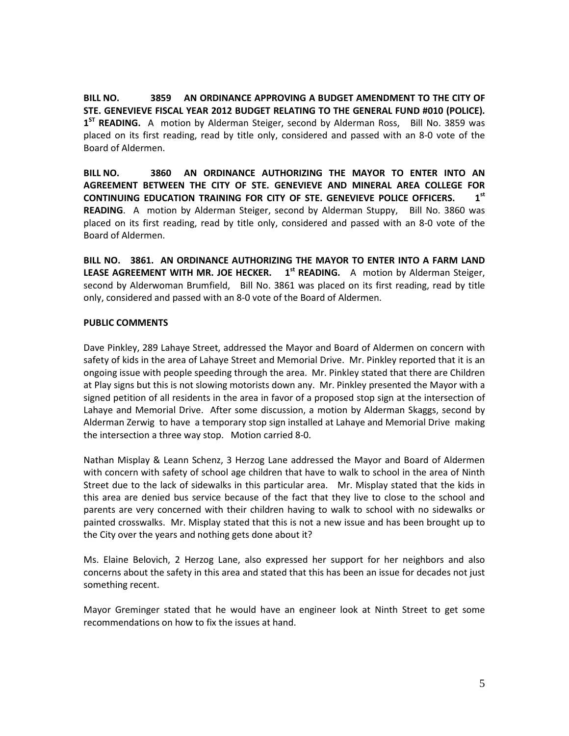**BILL NO. 3859 AN ORDINANCE APPROVING A BUDGET AMENDMENT TO THE CITY OF STE. GENEVIEVE FISCAL YEAR 2012 BUDGET RELATING TO THE GENERAL FUND #010 (POLICE). 1ST READING.** A motion by Alderman Steiger, second by Alderman Ross, Bill No. 3859 was placed on its first reading, read by title only, considered and passed with an 8-0 vote of the Board of Aldermen.

**BILL NO. 3860 AN ORDINANCE AUTHORIZING THE MAYOR TO ENTER INTO AN AGREEMENT BETWEEN THE CITY OF STE. GENEVIEVE AND MINERAL AREA COLLEGE FOR CONTINUING EDUCATION TRAINING FOR CITY OF STE. GENEVIEVE POLICE OFFICERS. 1st READING**. A motion by Alderman Steiger, second by Alderman Stuppy, Bill No. 3860 was placed on its first reading, read by title only, considered and passed with an 8-0 vote of the Board of Aldermen.

**BILL NO. 3861. AN ORDINANCE AUTHORIZING THE MAYOR TO ENTER INTO A FARM LAND LEASE AGREEMENT WITH MR. JOE HECKER. 1st READING.** A motion by Alderman Steiger, second by Alderwoman Brumfield, Bill No. 3861 was placed on its first reading, read by title only, considered and passed with an 8-0 vote of the Board of Aldermen.

**PUBLIC COMMENTS**

Dave Pinkley, 289 Lahaye Street, addressed the Mayor and Board of Aldermen on concern with safety of kids in the area of Lahaye Street and Memorial Drive. Mr. Pinkley reported that it is an ongoing issue with people speeding through the area. Mr. Pinkley stated that there are Children at Play signs but this is not slowing motorists down any. Mr. Pinkley presented the Mayor with a signed petition of all residents in the area in favor of a proposed stop sign at the intersection of Lahaye and Memorial Drive. After some discussion, a motion by Alderman Skaggs, second by Alderman Zerwig to have a temporary stop sign installed at Lahaye and Memorial Drive making the intersection a three way stop. Motion carried 8-0.

Nathan Misplay & Leann Schenz, 3 Herzog Lane addressed the Mayor and Board of Aldermen with concern with safety of school age children that have to walk to school in the area of Ninth Street due to the lack of sidewalks in this particular area. Mr. Misplay stated that the kids in this area are denied bus service because of the fact that they live to close to the school and parents are very concerned with their children having to walk to school with no sidewalks or painted crosswalks. Mr. Misplay stated that this is not a new issue and has been brought up to the City over the years and nothing gets done about it?

Ms. Elaine Belovich, 2 Herzog Lane, also expressed her support for her neighbors and also concerns about the safety in this area and stated that this has been an issue for decades not just something recent.

Mayor Greminger stated that he would have an engineer look at Ninth Street to get some recommendations on how to fix the issues at hand.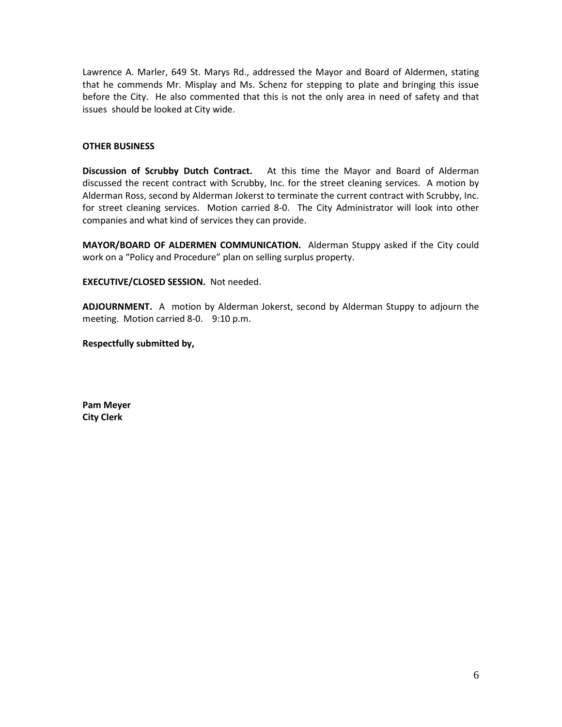Lawrence A. Marler, 649 St. Marys Rd., addressed the Mayor and Board of Aldermen, stating that he commends Mr. Misplay and Ms. Schenz for stepping to plate and bringing this issue before the City. He also commented that this is not the only area in need of safety and that issues should be looked at City wide.

**OTHER BUSINESS**

**Discussion of Scrubby Dutch Contract.** At this time the Mayor and Board of Alderman discussed the recent contract with Scrubby, Inc. for the street cleaning services. A motion by Alderman Ross, second by Alderman Jokerst to terminate the current contract with Scrubby, Inc. for street cleaning services. Motion carried 8-0. The City Administrator will look into other companies and what kind of services they can provide.

**MAYOR/BOARD OF ALDERMEN COMMUNICATION.** Alderman Stuppy asked if the City could work on a "Policy and Procedure" plan on selling surplus property.

**EXECUTIVE/CLOSED SESSION.** Not needed.

**ADJOURNMENT.** A motion by Alderman Jokerst, second by Alderman Stuppy to adjourn the meeting. Motion carried 8-0. 9:10 p.m.

**Respectfully submitted by,**

**Pam Meyer**
**City Clerk**